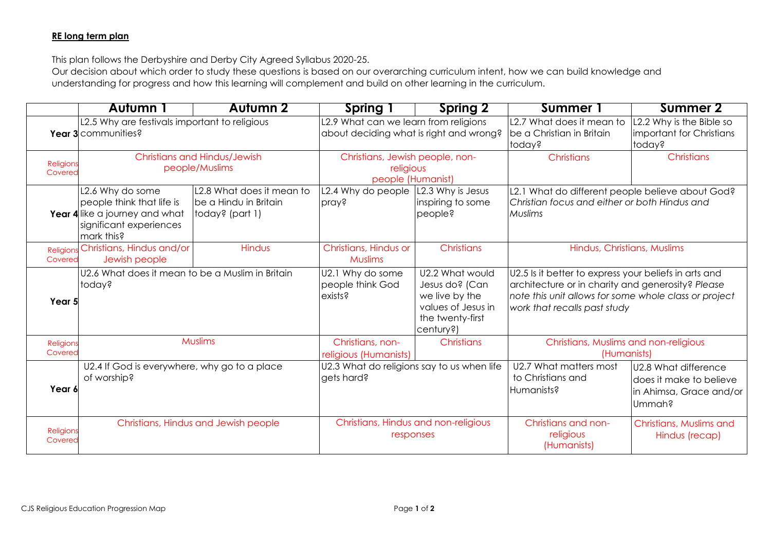**RE long term plan**

This plan follows the Derbyshire and Derby City Agreed Syllabus 2020-25.
Our decision about which order to study these questions is based on our overarching curriculum intent, how we can build knowledge and understanding for progress and how this learning will complement and build on other learning in the curriculum.

| | Autumn 1 | Autumn 2 | Spring 1 | Spring 2 | Summer 1 | Summer 2 |
|---|---|---|---|---|---|---|
| **Year 3** | L2.5 Why are festivals important to religious communities? | | L2.9 What can we learn from religions about deciding what is right and wrong? | | L2.7 What does it mean to be a Christian in Britain today? | L2.2 Why is the Bible so important for Christians today? |
| Religions Covered | Christians and Hindus/Jewish people/Muslims | | Christians, Jewish people, non-religious people (Humanist) | | Christians | Christians |
| **Year 4** | L2.6 Why do some people think that life is like a journey and what significant experiences mark this? | L2.8 What does it mean to be a Hindu in Britain today? (part 1) | L2.4 Why do people pray? | L2.3 Why is Jesus inspiring to some people? | L2.1 What do different people believe about God? *Christian focus and either or both Hindus and Muslims* | |
| Religions Covered | Christians, Hindus and/or Jewish people | Hindus | Christians, Hindus or Muslims | Christians | Hindus, Christians, Muslims | |
| **Year 5** | U2.6 What does it mean to be a Muslim in Britain today? | | U2.1 Why do some people think God exists? | U2.2 What would Jesus do? (Can we live by the values of Jesus in the twenty-first century?) | U2.5 Is it better to express your beliefs in arts and architecture or in charity and generosity? *Please note this unit allows for some whole class or project work that recalls past study* | |
| Religions Covered | Muslims | | Christians, non-religious (Humanists) | Christians | Christians, Muslims and non-religious (Humanists) | |
| **Year 6** | U2.4 If God is everywhere, why go to a place of worship? | | U2.3 What do religions say to us when life gets hard? | | U2.7 What matters most to Christians and Humanists? | U2.8 What difference does it make to believe in Ahimsa, Grace and/or Ummah? |
| Religions Covered | Christians, Hindus and Jewish people | | Christians, Hindus and non-religious responses | | Christians and non-religious (Humanists) | Christians, Muslims and Hindus (recap) |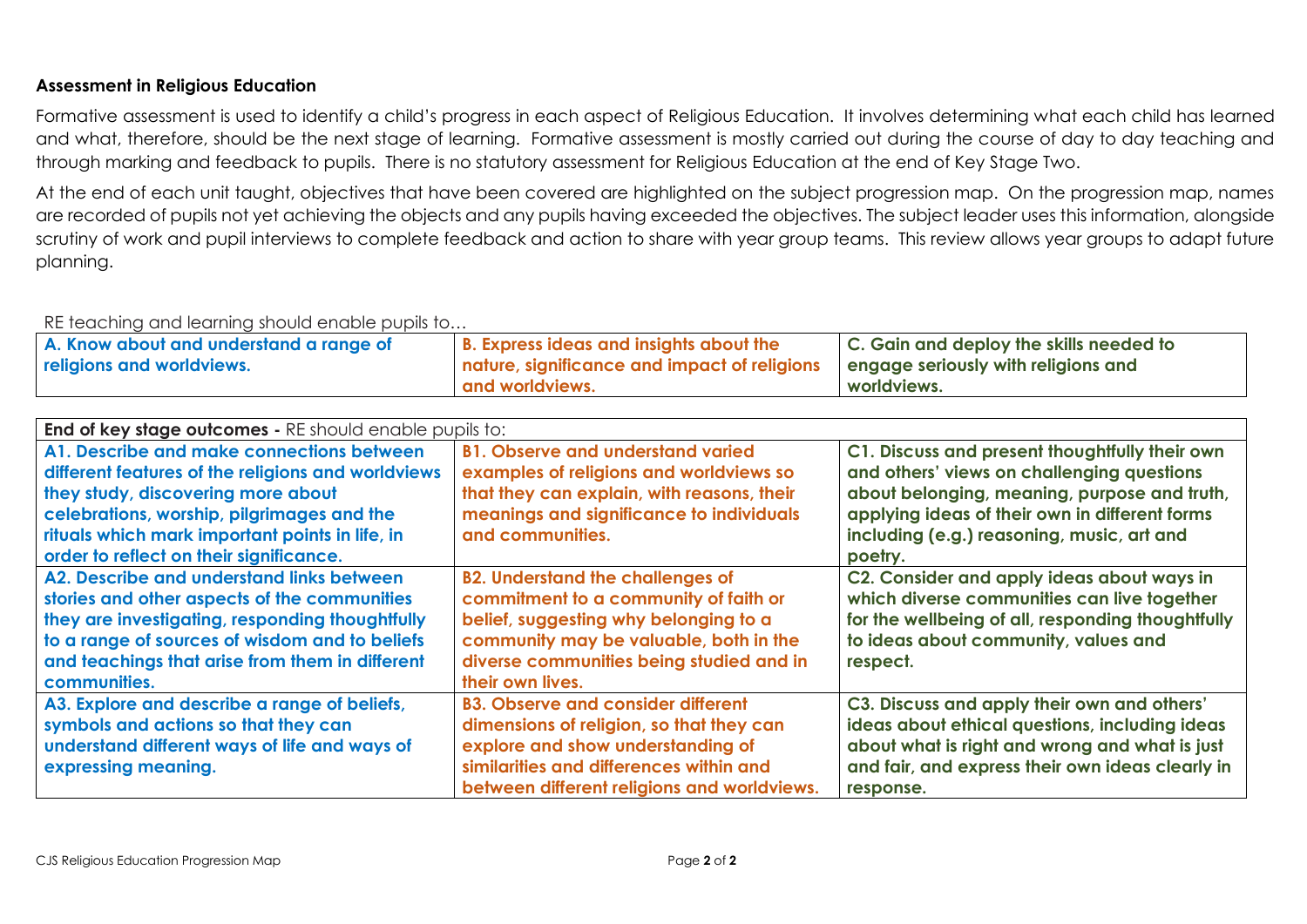## Assessment in Religious Education

Formative assessment is used to identify a child's progress in each aspect of Religious Education. It involves determining what each child has learned and what, therefore, should be the next stage of learning. Formative assessment is mostly carried out during the course of day to day teaching and through marking and feedback to pupils. There is no statutory assessment for Religious Education at the end of Key Stage Two.

At the end of each unit taught, objectives that have been covered are highlighted on the subject progression map. On the progression map, names are recorded of pupils not yet achieving the objects and any pupils having exceeded the objectives. The subject leader uses this information, alongside scrutiny of work and pupil interviews to complete feedback and action to share with year group teams. This review allows year groups to adapt future planning.

RE teaching and learning should enable pupils to…

| | | |
|---|---|---|
| **A. Know about and understand a range of religions and worldviews.** | **B. Express ideas and insights about the nature, significance and impact of religions and worldviews.** | **C. Gain and deploy the skills needed to engage seriously with religions and worldviews.** |

| **End of key stage outcomes -** RE should enable pupils to: | | |
|---|---|---|
| **A1. Describe and make connections between different features of the religions and worldviews they study, discovering more about celebrations, worship, pilgrimages and the rituals which mark important points in life, in order to reflect on their significance.** | **B1. Observe and understand varied examples of religions and worldviews so that they can explain, with reasons, their meanings and significance to individuals and communities.** | **C1. Discuss and present thoughtfully their own and others' views on challenging questions about belonging, meaning, purpose and truth, applying ideas of their own in different forms including (e.g.) reasoning, music, art and poetry.** |
| **A2. Describe and understand links between stories and other aspects of the communities they are investigating, responding thoughtfully to a range of sources of wisdom and to beliefs and teachings that arise from them in different communities.** | **B2. Understand the challenges of commitment to a community of faith or belief, suggesting why belonging to a community may be valuable, both in the diverse communities being studied and in their own lives.** | **C2. Consider and apply ideas about ways in which diverse communities can live together for the wellbeing of all, responding thoughtfully to ideas about community, values and respect.** |
| **A3. Explore and describe a range of beliefs, symbols and actions so that they can understand different ways of life and ways of expressing meaning.** | **B3. Observe and consider different dimensions of religion, so that they can explore and show understanding of similarities and differences within and between different religions and worldviews.** | **C3. Discuss and apply their own and others' ideas about ethical questions, including ideas about what is right and wrong and what is just and fair, and express their own ideas clearly in response.** |